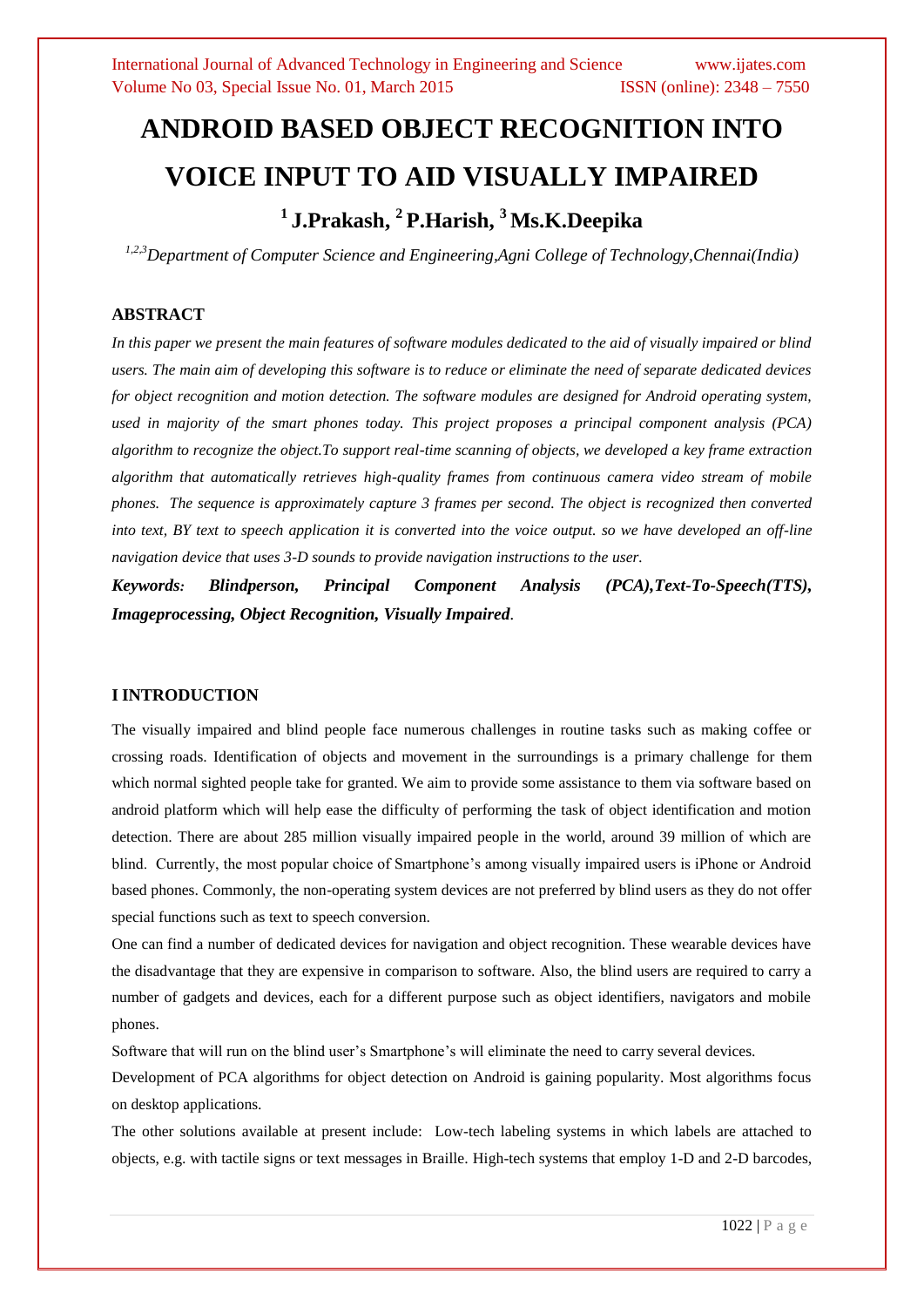# ANDROID BASED OBJECT RECOGNITION INTO VOICE INPUT TO AID VISUALLY IMPAIRED

## [1] J.Prakash, [2] P.Harish, [3] Ms.K.Deepika

*[1,2,3]Department of Computer Science and Engineering,Agni College of Technology,Chennai(India)*

### ABSTRACT

*In this paper we present the main features of software modules dedicated to the aid of visually impaired or blind users. The main aim of developing this software is to reduce or eliminate the need of separate dedicated devices for object recognition and motion detection. The software modules are designed for Android operating system, used in majority of the smart phones today. This project proposes a principal component analysis (PCA) algorithm to recognize the object.To support real-time scanning of objects, we developed a key frame extraction algorithm that automatically retrieves high-quality frames from continuous camera video stream of mobile phones. The sequence is approximately capture 3 frames per second. The object is recognized then converted into text, BY text to speech application it is converted into the voice output. so we have developed an off-line navigation device that uses 3-D sounds to provide navigation instructions to the user.*

***Keywords:** **Blindperson, Principal Component Analysis (PCA),Text-To-Speech(TTS), Imageprocessing, Object Recognition, Visually Impaired**.*

### I INTRODUCTION

The visually impaired and blind people face numerous challenges in routine tasks such as making coffee or crossing roads. Identification of objects and movement in the surroundings is a primary challenge for them which normal sighted people take for granted. We aim to provide some assistance to them via software based on android platform which will help ease the difficulty of performing the task of object identification and motion detection. There are about 285 million visually impaired people in the world, around 39 million of which are blind. Currently, the most popular choice of Smartphone's among visually impaired users is iPhone or Android based phones. Commonly, the non-operating system devices are not preferred by blind users as they do not offer special functions such as text to speech conversion.

One can find a number of dedicated devices for navigation and object recognition. These wearable devices have the disadvantage that they are expensive in comparison to software. Also, the blind users are required to carry a number of gadgets and devices, each for a different purpose such as object identifiers, navigators and mobile phones.

Software that will run on the blind user's Smartphone's will eliminate the need to carry several devices.

Development of PCA algorithms for object detection on Android is gaining popularity. Most algorithms focus on desktop applications.

The other solutions available at present include: Low-tech labeling systems in which labels are attached to objects, e.g. with tactile signs or text messages in Braille. High-tech systems that employ 1-D and 2-D barcodes,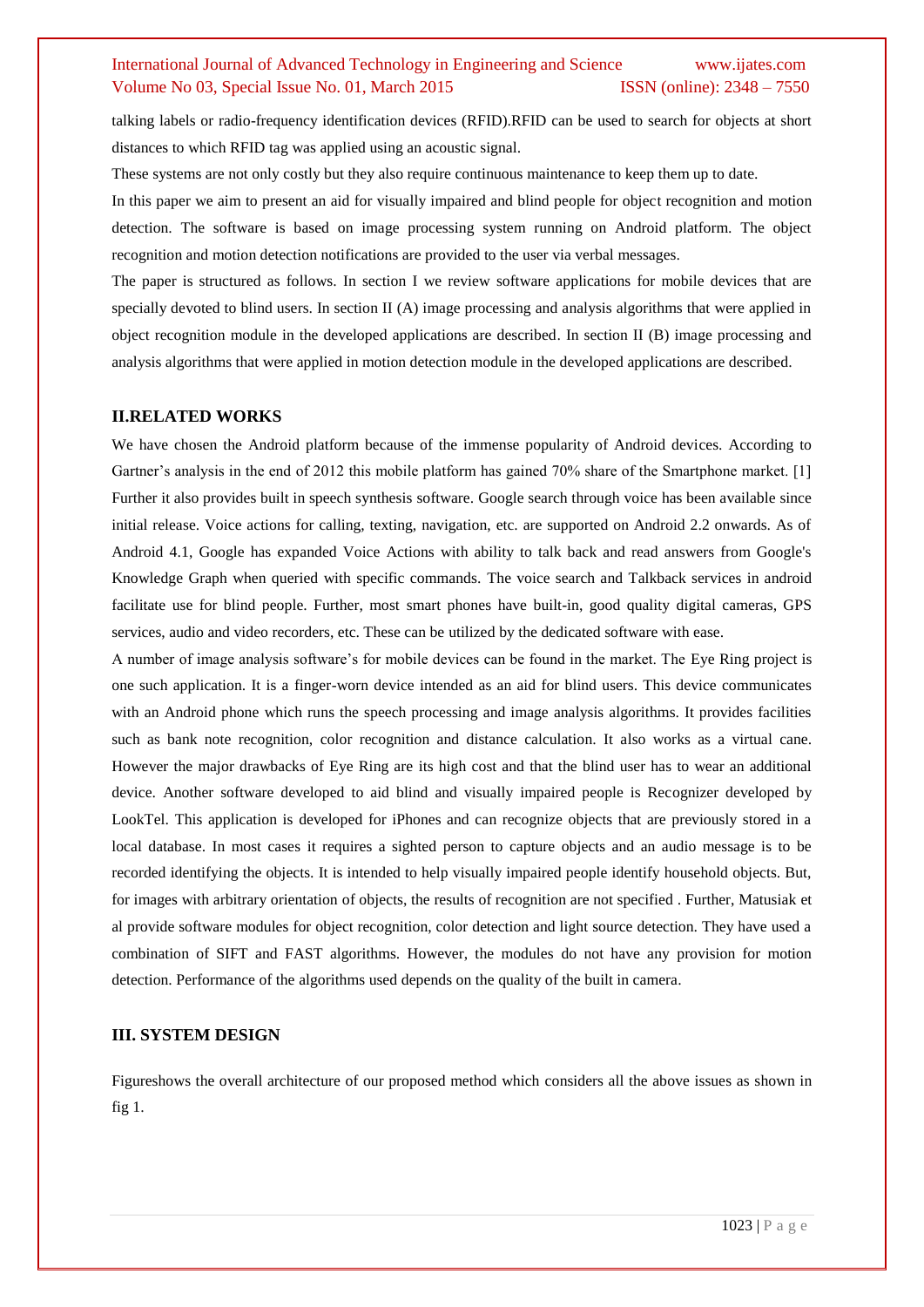talking labels or radio-frequency identification devices (RFID).RFID can be used to search for objects at short distances to which RFID tag was applied using an acoustic signal.

These systems are not only costly but they also require continuous maintenance to keep them up to date.

In this paper we aim to present an aid for visually impaired and blind people for object recognition and motion detection. The software is based on image processing system running on Android platform. The object recognition and motion detection notifications are provided to the user via verbal messages.

The paper is structured as follows. In section I we review software applications for mobile devices that are specially devoted to blind users. In section II (A) image processing and analysis algorithms that were applied in object recognition module in the developed applications are described. In section II (B) image processing and analysis algorithms that were applied in motion detection module in the developed applications are described.

## II.RELATED WORKS

We have chosen the Android platform because of the immense popularity of Android devices. According to Gartner's analysis in the end of 2012 this mobile platform has gained 70% share of the Smartphone market. [1] Further it also provides built in speech synthesis software. Google search through voice has been available since initial release. Voice actions for calling, texting, navigation, etc. are supported on Android 2.2 onwards. As of Android 4.1, Google has expanded Voice Actions with ability to talk back and read answers from Google's Knowledge Graph when queried with specific commands. The voice search and Talkback services in android facilitate use for blind people. Further, most smart phones have built-in, good quality digital cameras, GPS services, audio and video recorders, etc. These can be utilized by the dedicated software with ease.

A number of image analysis software's for mobile devices can be found in the market. The Eye Ring project is one such application. It is a finger-worn device intended as an aid for blind users. This device communicates with an Android phone which runs the speech processing and image analysis algorithms. It provides facilities such as bank note recognition, color recognition and distance calculation. It also works as a virtual cane. However the major drawbacks of Eye Ring are its high cost and that the blind user has to wear an additional device. Another software developed to aid blind and visually impaired people is Recognizer developed by LookTel. This application is developed for iPhones and can recognize objects that are previously stored in a local database. In most cases it requires a sighted person to capture objects and an audio message is to be recorded identifying the objects. It is intended to help visually impaired people identify household objects. But, for images with arbitrary orientation of objects, the results of recognition are not specified . Further, Matusiak et al provide software modules for object recognition, color detection and light source detection. They have used a combination of SIFT and FAST algorithms. However, the modules do not have any provision for motion detection. Performance of the algorithms used depends on the quality of the built in camera.

## III. SYSTEM DESIGN

Figureshows the overall architecture of our proposed method which considers all the above issues as shown in fig 1.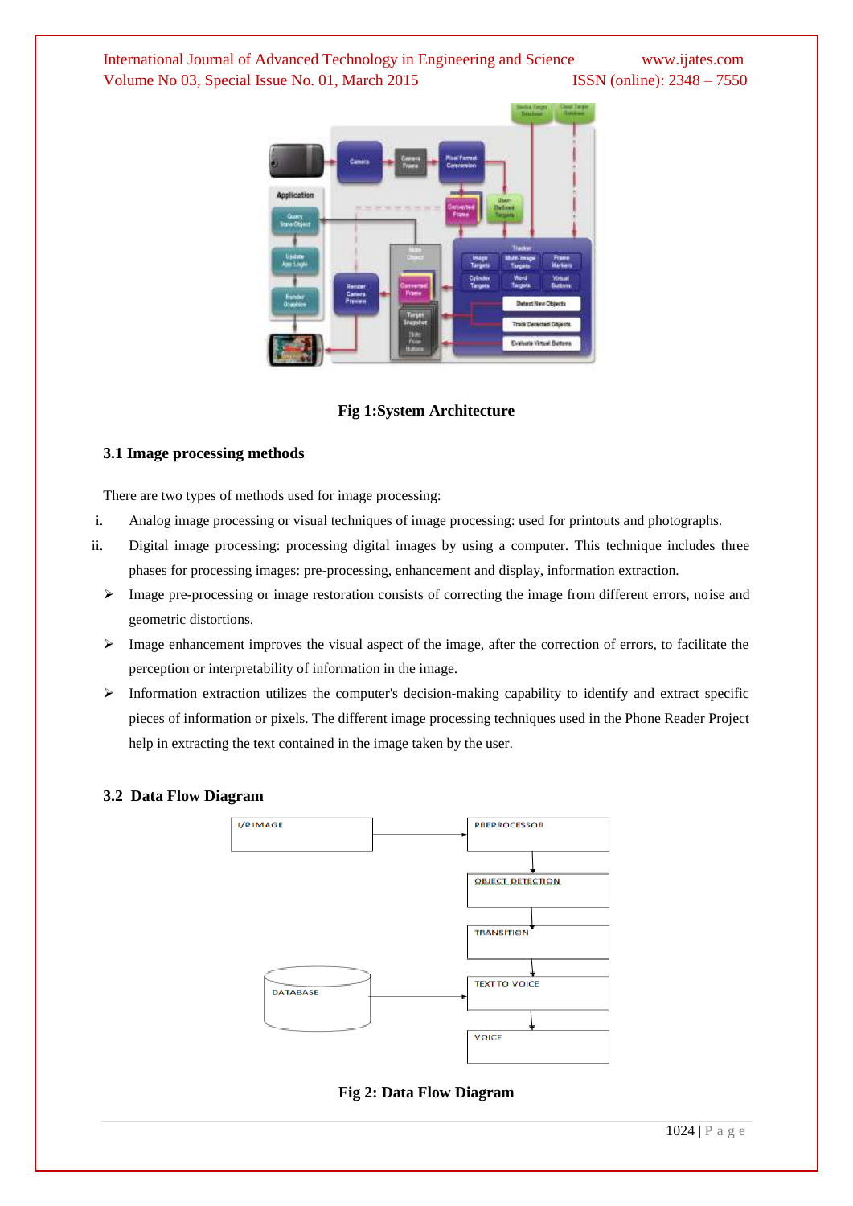Fig 1:System Architecture

### 3.1 Image processing methods

There are two types of methods used for image processing:

i. Analog image processing or visual techniques of image processing: used for printouts and photographs.

ii. Digital image processing: processing digital images by using a computer. This technique includes three phases for processing images: pre-processing, enhancement and display, information extraction.

- Image pre-processing or image restoration consists of correcting the image from different errors, noise and geometric distortions.
- Image enhancement improves the visual aspect of the image, after the correction of errors, to facilitate the perception or interpretability of information in the image.
- Information extraction utilizes the computer's decision-making capability to identify and extract specific pieces of information or pixels. The different image processing techniques used in the Phone Reader Project help in extracting the text contained in the image taken by the user.

### 3.2 Data Flow Diagram

Fig 2: Data Flow Diagram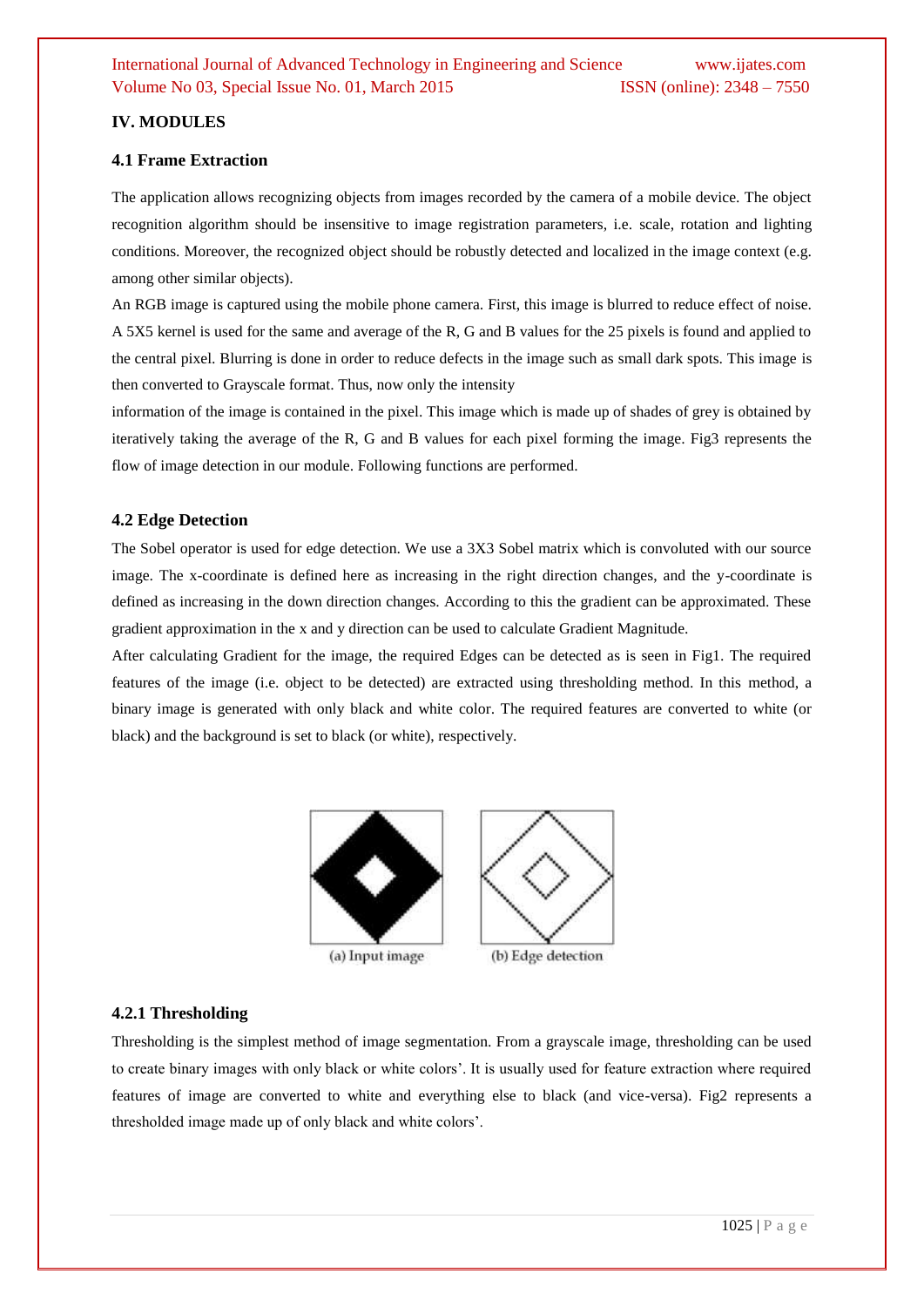## IV. MODULES

### 4.1 Frame Extraction

The application allows recognizing objects from images recorded by the camera of a mobile device. The object recognition algorithm should be insensitive to image registration parameters, i.e. scale, rotation and lighting conditions. Moreover, the recognized object should be robustly detected and localized in the image context (e.g. among other similar objects).

An RGB image is captured using the mobile phone camera. First, this image is blurred to reduce effect of noise. A 5X5 kernel is used for the same and average of the R, G and B values for the 25 pixels is found and applied to the central pixel. Blurring is done in order to reduce defects in the image such as small dark spots. This image is then converted to Grayscale format. Thus, now only the intensity information of the image is contained in the pixel. This image which is made up of shades of grey is obtained by iteratively taking the average of the R, G and B values for each pixel forming the image. Fig3 represents the flow of image detection in our module. Following functions are performed.

### 4.2 Edge Detection

The Sobel operator is used for edge detection. We use a 3X3 Sobel matrix which is convoluted with our source image. The x-coordinate is defined here as increasing in the right direction changes, and the y-coordinate is defined as increasing in the down direction changes. According to this the gradient can be approximated. These gradient approximation in the x and y direction can be used to calculate Gradient Magnitude.

After calculating Gradient for the image, the required Edges can be detected as is seen in Fig1. The required features of the image (i.e. object to be detected) are extracted using thresholding method. In this method, a binary image is generated with only black and white color. The required features are converted to white (or black) and the background is set to black (or white), respectively.

(a) Input image (b) Edge detection

#### 4.2.1 Thresholding

Thresholding is the simplest method of image segmentation. From a grayscale image, thresholding can be used to create binary images with only black or white colors'. It is usually used for feature extraction where required features of image are converted to white and everything else to black (and vice-versa). Fig2 represents a thresholded image made up of only black and white colors'.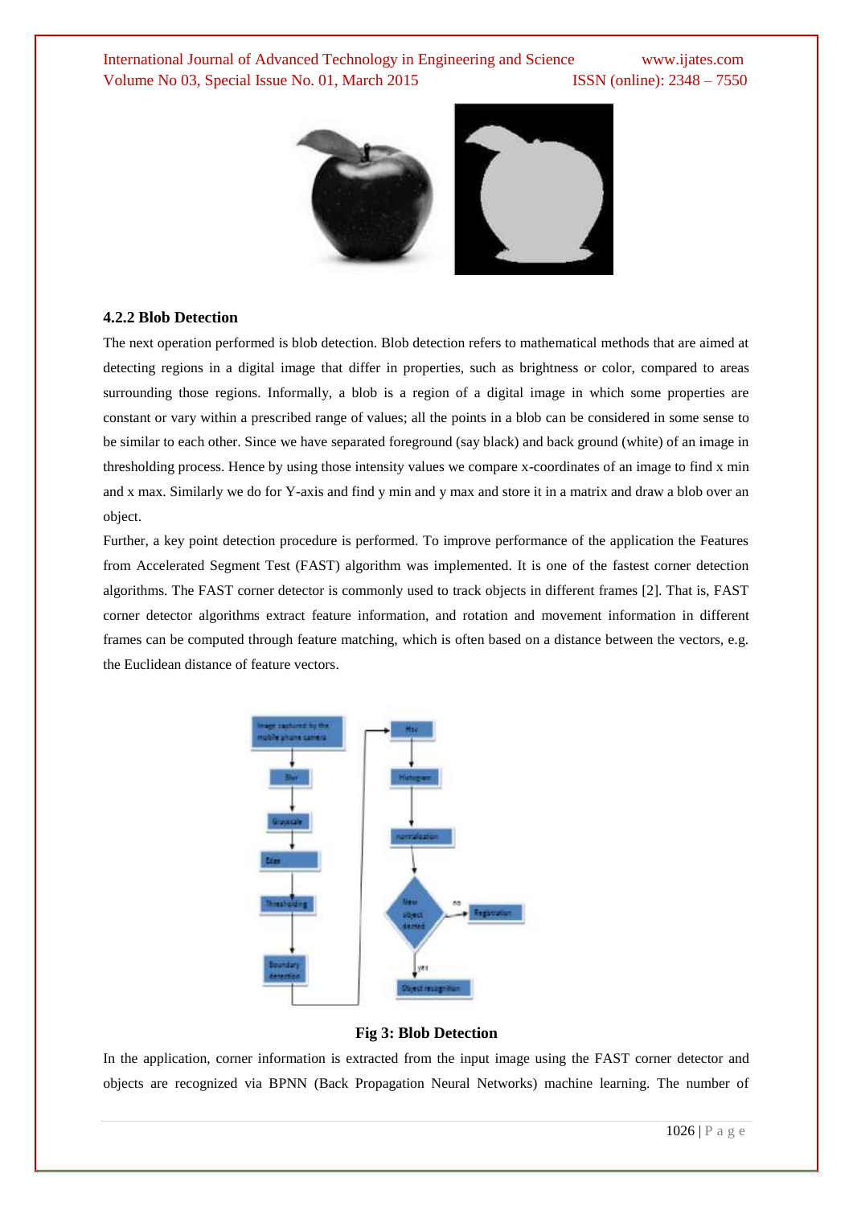### 4.2.2 Blob Detection

The next operation performed is blob detection. Blob detection refers to mathematical methods that are aimed at detecting regions in a digital image that differ in properties, such as brightness or color, compared to areas surrounding those regions. Informally, a blob is a region of a digital image in which some properties are constant or vary within a prescribed range of values; all the points in a blob can be considered in some sense to be similar to each other. Since we have separated foreground (say black) and back ground (white) of an image in thresholding process. Hence by using those intensity values we compare x-coordinates of an image to find x min and x max. Similarly we do for Y-axis and find y min and y max and store it in a matrix and draw a blob over an object.

Further, a key point detection procedure is performed. To improve performance of the application the Features from Accelerated Segment Test (FAST) algorithm was implemented. It is one of the fastest corner detection algorithms. The FAST corner detector is commonly used to track objects in different frames [2]. That is, FAST corner detector algorithms extract feature information, and rotation and movement information in different frames can be computed through feature matching, which is often based on a distance between the vectors, e.g. the Euclidean distance of feature vectors.

**Fig 3: Blob Detection**

In the application, corner information is extracted from the input image using the FAST corner detector and objects are recognized via BPNN (Back Propagation Neural Networks) machine learning. The number of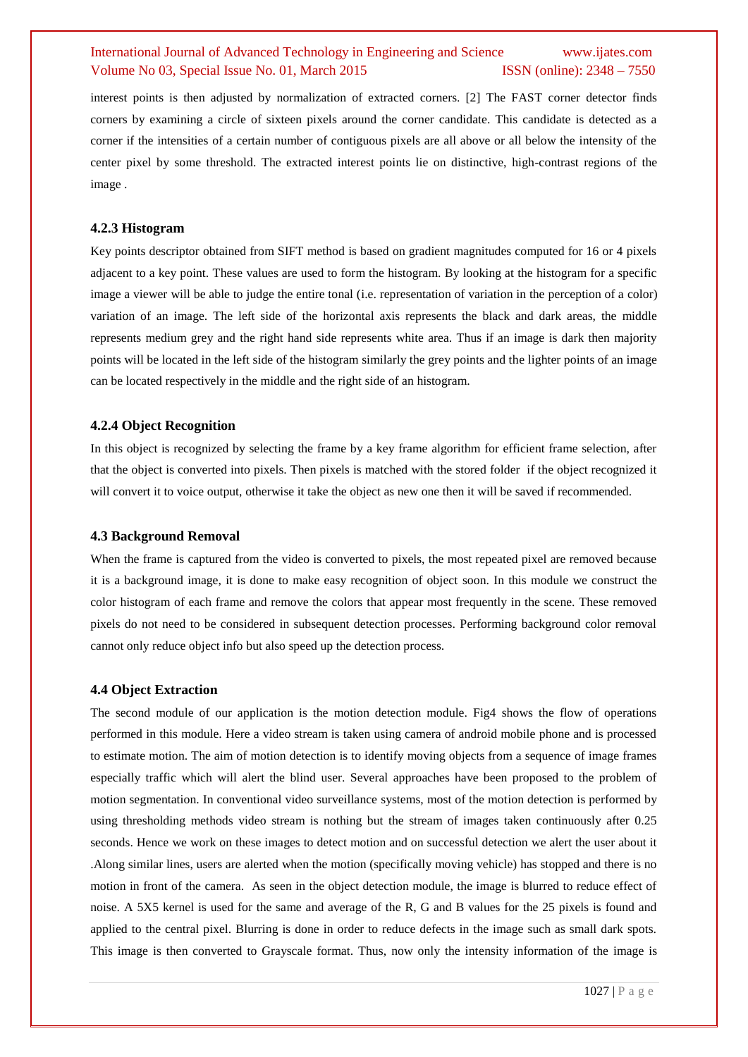interest points is then adjusted by normalization of extracted corners. [2] The FAST corner detector finds corners by examining a circle of sixteen pixels around the corner candidate. This candidate is detected as a corner if the intensities of a certain number of contiguous pixels are all above or all below the intensity of the center pixel by some threshold. The extracted interest points lie on distinctive, high-contrast regions of the image .

#### 4.2.3 Histogram

Key points descriptor obtained from SIFT method is based on gradient magnitudes computed for 16 or 4 pixels adjacent to a key point. These values are used to form the histogram. By looking at the histogram for a specific image a viewer will be able to judge the entire tonal (i.e. representation of variation in the perception of a color) variation of an image. The left side of the horizontal axis represents the black and dark areas, the middle represents medium grey and the right hand side represents white area. Thus if an image is dark then majority points will be located in the left side of the histogram similarly the grey points and the lighter points of an image can be located respectively in the middle and the right side of an histogram.

#### 4.2.4 Object Recognition

In this object is recognized by selecting the frame by a key frame algorithm for efficient frame selection, after that the object is converted into pixels. Then pixels is matched with the stored folder if the object recognized it will convert it to voice output, otherwise it take the object as new one then it will be saved if recommended.

### 4.3 Background Removal

When the frame is captured from the video is converted to pixels, the most repeated pixel are removed because it is a background image, it is done to make easy recognition of object soon. In this module we construct the color histogram of each frame and remove the colors that appear most frequently in the scene. These removed pixels do not need to be considered in subsequent detection processes. Performing background color removal cannot only reduce object info but also speed up the detection process.

### 4.4 Object Extraction

The second module of our application is the motion detection module. Fig4 shows the flow of operations performed in this module. Here a video stream is taken using camera of android mobile phone and is processed to estimate motion. The aim of motion detection is to identify moving objects from a sequence of image frames especially traffic which will alert the blind user. Several approaches have been proposed to the problem of motion segmentation. In conventional video surveillance systems, most of the motion detection is performed by using thresholding methods video stream is nothing but the stream of images taken continuously after 0.25 seconds. Hence we work on these images to detect motion and on successful detection we alert the user about it .Along similar lines, users are alerted when the motion (specifically moving vehicle) has stopped and there is no motion in front of the camera. As seen in the object detection module, the image is blurred to reduce effect of noise. A 5X5 kernel is used for the same and average of the R, G and B values for the 25 pixels is found and applied to the central pixel. Blurring is done in order to reduce defects in the image such as small dark spots. This image is then converted to Grayscale format. Thus, now only the intensity information of the image is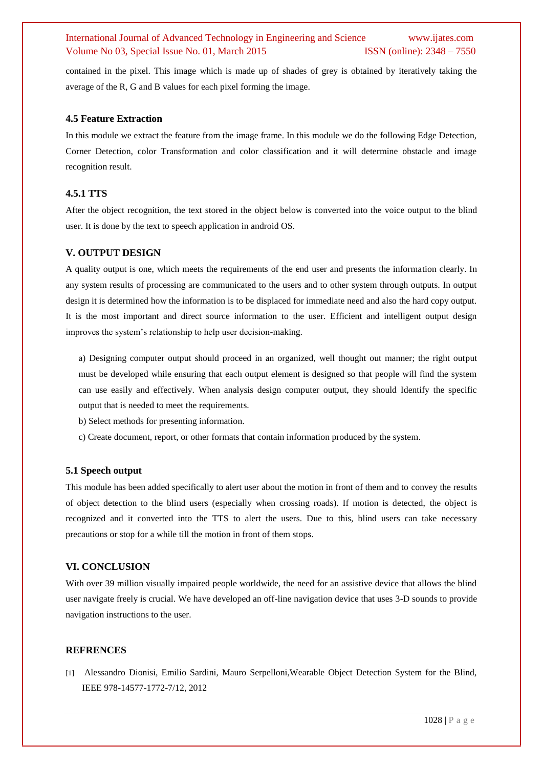contained in the pixel. This image which is made up of shades of grey is obtained by iteratively taking the average of the R, G and B values for each pixel forming the image.

### 4.5 Feature Extraction

In this module we extract the feature from the image frame. In this module we do the following Edge Detection, Corner Detection, color Transformation and color classification and it will determine obstacle and image recognition result.

### 4.5.1 TTS

After the object recognition, the text stored in the object below is converted into the voice output to the blind user. It is done by the text to speech application in android OS.

## V. OUTPUT DESIGN

A quality output is one, which meets the requirements of the end user and presents the information clearly. In any system results of processing are communicated to the users and to other system through outputs. In output design it is determined how the information is to be displaced for immediate need and also the hard copy output. It is the most important and direct source information to the user. Efficient and intelligent output design improves the system's relationship to help user decision-making.

a) Designing computer output should proceed in an organized, well thought out manner; the right output must be developed while ensuring that each output element is designed so that people will find the system can use easily and effectively. When analysis design computer output, they should Identify the specific output that is needed to meet the requirements.

b) Select methods for presenting information.

c) Create document, report, or other formats that contain information produced by the system.

### 5.1 Speech output

This module has been added specifically to alert user about the motion in front of them and to convey the results of object detection to the blind users (especially when crossing roads). If motion is detected, the object is recognized and it converted into the TTS to alert the users. Due to this, blind users can take necessary precautions or stop for a while till the motion in front of them stops.

## VI. CONCLUSION

With over 39 million visually impaired people worldwide, the need for an assistive device that allows the blind user navigate freely is crucial. We have developed an off-line navigation device that uses 3-D sounds to provide navigation instructions to the user.

## REFRENCES

[1] Alessandro Dionisi, Emilio Sardini, Mauro Serpelloni,Wearable Object Detection System for the Blind, IEEE 978-14577-1772-7/12, 2012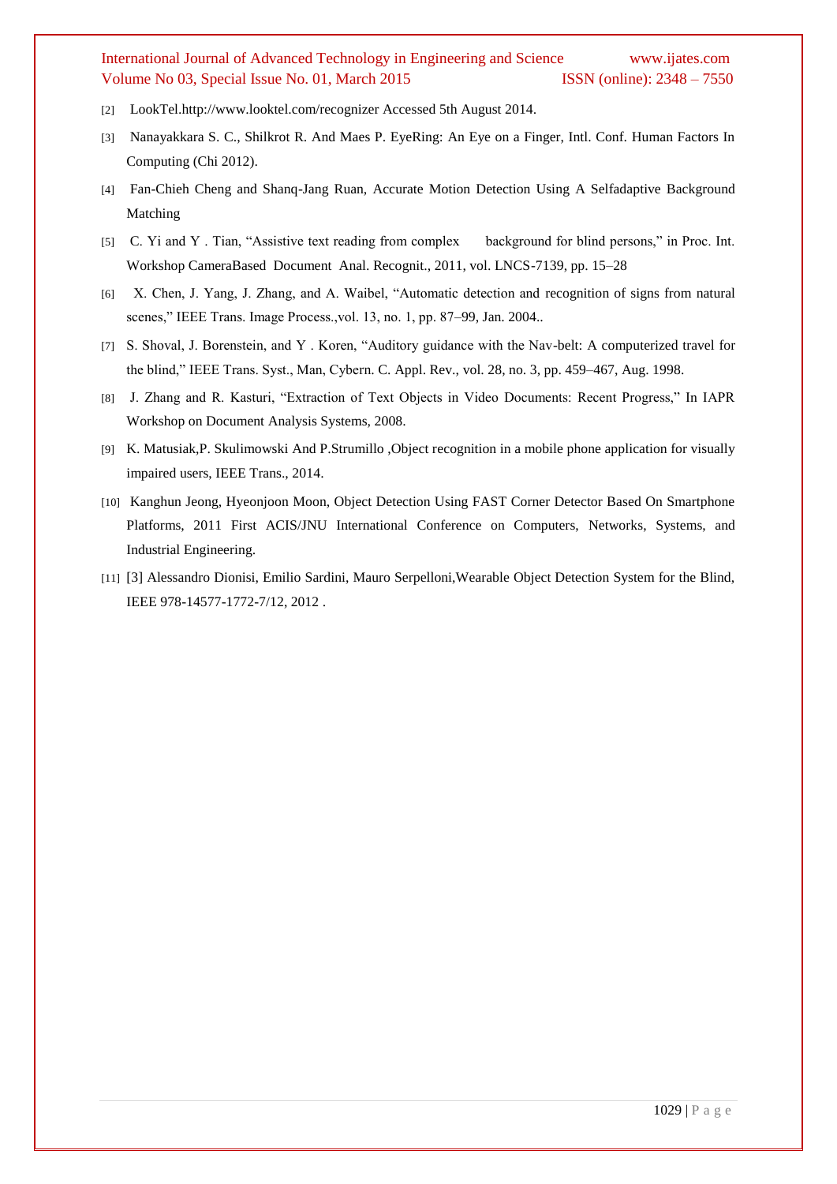[2] LookTel.http://www.looktel.com/recognizer Accessed 5th August 2014.

[3] Nanayakkara S. C., Shilkrot R. And Maes P. EyeRing: An Eye on a Finger, Intl. Conf. Human Factors In Computing (Chi 2012).

[4] Fan-Chieh Cheng and Shanq-Jang Ruan, Accurate Motion Detection Using A Selfadaptive Background Matching

[5] C. Yi and Y . Tian, "Assistive text reading from complex background for blind persons," in Proc. Int. Workshop CameraBased Document Anal. Recognit., 2011, vol. LNCS-7139, pp. 15–28

[6] X. Chen, J. Yang, J. Zhang, and A. Waibel, "Automatic detection and recognition of signs from natural scenes," IEEE Trans. Image Process.,vol. 13, no. 1, pp. 87–99, Jan. 2004..

[7] S. Shoval, J. Borenstein, and Y . Koren, "Auditory guidance with the Nav-belt: A computerized travel for the blind," IEEE Trans. Syst., Man, Cybern. C. Appl. Rev., vol. 28, no. 3, pp. 459–467, Aug. 1998.

[8] J. Zhang and R. Kasturi, "Extraction of Text Objects in Video Documents: Recent Progress," In IAPR Workshop on Document Analysis Systems, 2008.

[9] K. Matusiak,P. Skulimowski And P.Strumillo ,Object recognition in a mobile phone application for visually impaired users, IEEE Trans., 2014.

[10] Kanghun Jeong, Hyeonjoon Moon, Object Detection Using FAST Corner Detector Based On Smartphone Platforms, 2011 First ACIS/JNU International Conference on Computers, Networks, Systems, and Industrial Engineering.

[11] [3] Alessandro Dionisi, Emilio Sardini, Mauro Serpelloni,Wearable Object Detection System for the Blind, IEEE 978-14577-1772-7/12, 2012 .